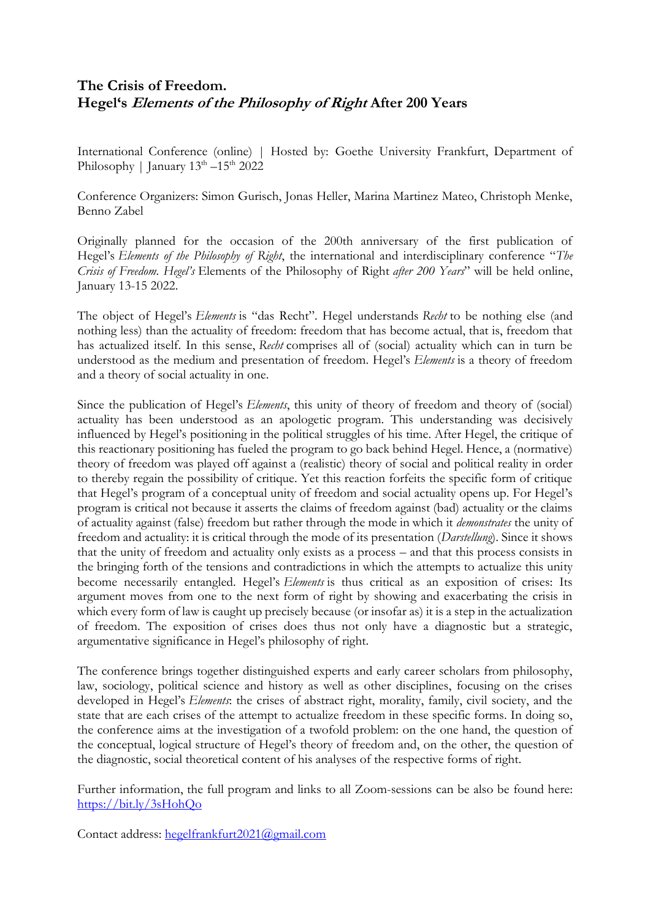# The Crisis of Freedom.
# Hegel's *Elements of the Philosophy of Right* After 200 Years

International Conference (online) | Hosted by: Goethe University Frankfurt, Department of Philosophy | January 13th –15th 2022

Conference Organizers: Simon Gurisch, Jonas Heller, Marina Martinez Mateo, Christoph Menke, Benno Zabel

Originally planned for the occasion of the 200th anniversary of the first publication of Hegel's *Elements of the Philosophy of Right*, the international and interdisciplinary conference "*The Crisis of Freedom. Hegel's* Elements of the Philosophy of Right *after 200 Years*" will be held online, January 13-15 2022.

The object of Hegel's *Elements* is "das Recht". Hegel understands *Recht* to be nothing else (and nothing less) than the actuality of freedom: freedom that has become actual, that is, freedom that has actualized itself. In this sense, *Recht* comprises all of (social) actuality which can in turn be understood as the medium and presentation of freedom. Hegel's *Elements* is a theory of freedom and a theory of social actuality in one.

Since the publication of Hegel's *Elements*, this unity of theory of freedom and theory of (social) actuality has been understood as an apologetic program. This understanding was decisively influenced by Hegel's positioning in the political struggles of his time. After Hegel, the critique of this reactionary positioning has fueled the program to go back behind Hegel. Hence, a (normative) theory of freedom was played off against a (realistic) theory of social and political reality in order to thereby regain the possibility of critique. Yet this reaction forfeits the specific form of critique that Hegel's program of a conceptual unity of freedom and social actuality opens up. For Hegel's program is critical not because it asserts the claims of freedom against (bad) actuality or the claims of actuality against (false) freedom but rather through the mode in which it *demonstrates* the unity of freedom and actuality: it is critical through the mode of its presentation (*Darstellung*). Since it shows that the unity of freedom and actuality only exists as a process – and that this process consists in the bringing forth of the tensions and contradictions in which the attempts to actualize this unity become necessarily entangled. Hegel's *Elements* is thus critical as an exposition of crises: Its argument moves from one to the next form of right by showing and exacerbating the crisis in which every form of law is caught up precisely because (or insofar as) it is a step in the actualization of freedom. The exposition of crises does thus not only have a diagnostic but a strategic, argumentative significance in Hegel's philosophy of right.

The conference brings together distinguished experts and early career scholars from philosophy, law, sociology, political science and history as well as other disciplines, focusing on the crises developed in Hegel's *Elements*: the crises of abstract right, morality, family, civil society, and the state that are each crises of the attempt to actualize freedom in these specific forms. In doing so, the conference aims at the investigation of a twofold problem: on the one hand, the question of the conceptual, logical structure of Hegel's theory of freedom and, on the other, the question of the diagnostic, social theoretical content of his analyses of the respective forms of right.

Further information, the full program and links to all Zoom-sessions can be also be found here: [https://bit.ly/3sHohQo](https://bit.ly/3sHohQo)

Contact address: [hegelfrankfurt2021@gmail.com](mailto:hegelfrankfurt2021@gmail.com)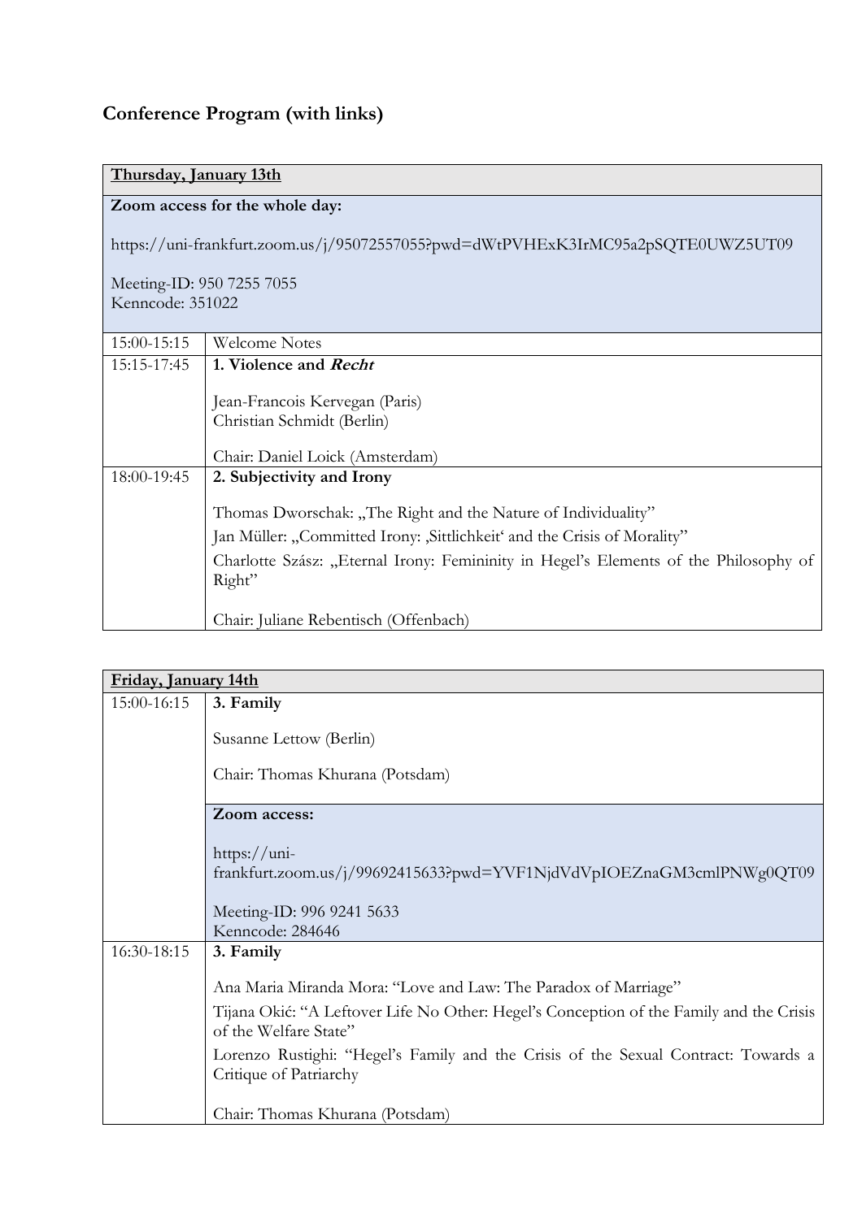# Conference Program (with links)

| **Thursday, January 13th** | |
|---|---|
| **Zoom access for the whole day:**<br><br>https://uni-frankfurt.zoom.us/j/95072557055?pwd=dWtPVHExK3IrMC95a2pSQTE0UWZ5UT09<br><br>Meeting-ID: 950 7255 7055<br>Kenncode: 351022 | |
| 15:00-15:15 | Welcome Notes |
| 15:15-17:45 | **1. Violence and *Recht***<br><br>Jean-Francois Kervegan (Paris)<br>Christian Schmidt (Berlin)<br><br>Chair: Daniel Loick (Amsterdam) |
| 18:00-19:45 | **2. Subjectivity and Irony**<br><br>Thomas Dworschak: „The Right and the Nature of Individuality"<br>Jan Müller: „Committed Irony: ‚Sittlichkeit' and the Crisis of Morality"<br>Charlotte Szász: „Eternal Irony: Femininity in Hegel's Elements of the Philosophy of Right"<br><br>Chair: Juliane Rebentisch (Offenbach) |

| **Friday, January 14th** | |
|---|---|
| 15:00-16:15 | **3. Family**<br><br>Susanne Lettow (Berlin)<br><br>Chair: Thomas Khurana (Potsdam)<br><br>**Zoom access:**<br><br>https://uni-frankfurt.zoom.us/j/99692415633?pwd=YVF1NjdVdVpIOEZnaGM3cmlPNWg0QT09<br><br>Meeting-ID: 996 9241 5633<br>Kenncode: 284646 |
| 16:30-18:15 | **3. Family**<br><br>Ana Maria Miranda Mora: "Love and Law: The Paradox of Marriage"<br>Tijana Okić: "A Leftover Life No Other: Hegel's Conception of the Family and the Crisis of the Welfare State"<br>Lorenzo Rustighi: "Hegel's Family and the Crisis of the Sexual Contract: Towards a Critique of Patriarchy<br><br>Chair: Thomas Khurana (Potsdam) |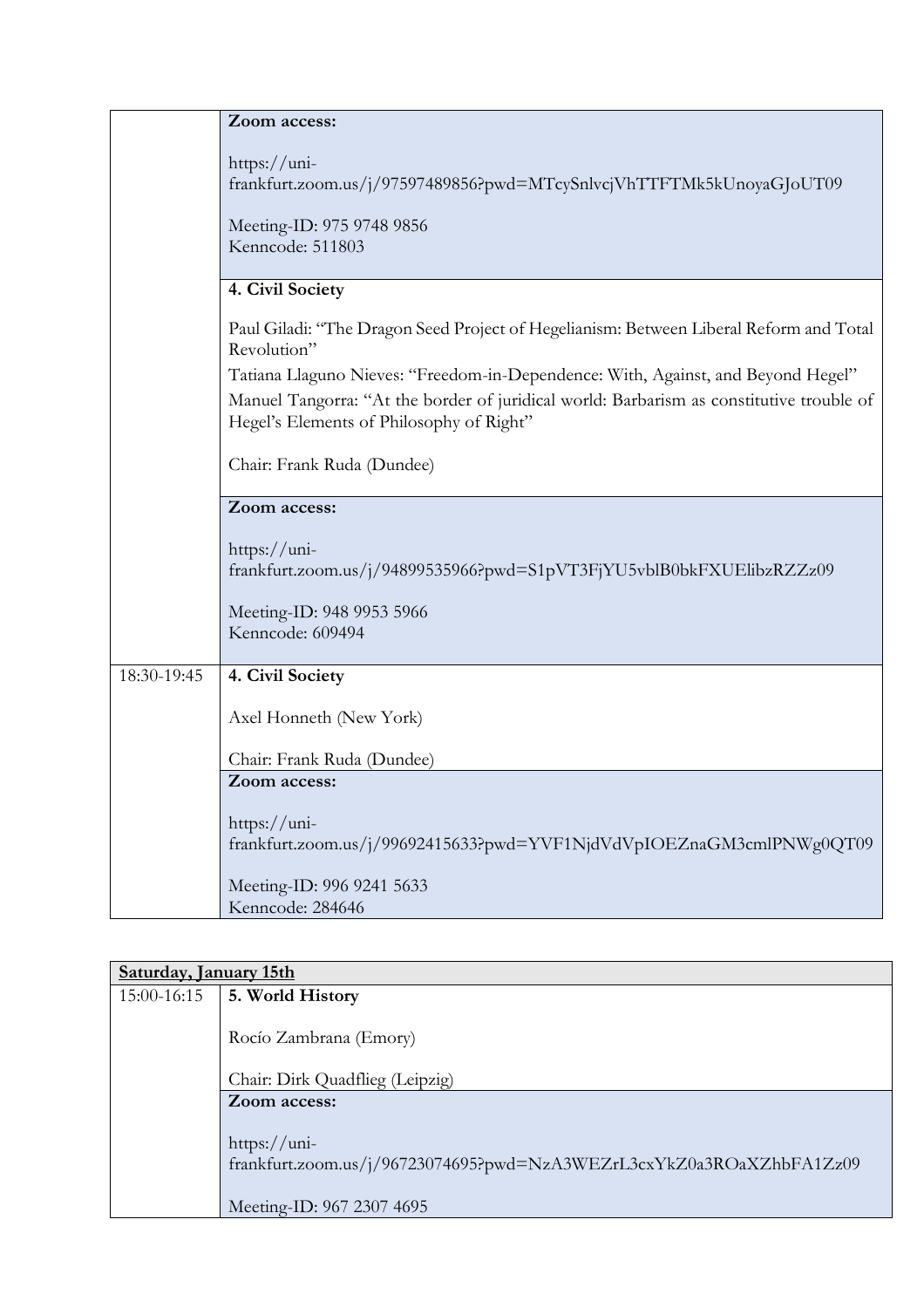| | |
|---|---|
| | **Zoom access:**<br><br>https://uni-frankfurt.zoom.us/j/97597489856?pwd=MTcySnlvcjVhTTFTMk5kUnoyaGJoUT09<br><br>Meeting-ID: 975 9748 9856<br>Kenncode: 511803 |
| | **4. Civil Society**<br><br>Paul Giladi: "The Dragon Seed Project of Hegelianism: Between Liberal Reform and Total Revolution"<br>Tatiana Llaguno Nieves: "Freedom-in-Dependence: With, Against, and Beyond Hegel"<br>Manuel Tangorra: "At the border of juridical world: Barbarism as constitutive trouble of Hegel's Elements of Philosophy of Right"<br><br>Chair: Frank Ruda (Dundee) |
| | **Zoom access:**<br><br>https://uni-frankfurt.zoom.us/j/94899535966?pwd=S1pVT3FjYU5vblB0bkFXUElibzRZZz09<br><br>Meeting-ID: 948 9953 5966<br>Kenncode: 609494 |
| 18:30-19:45 | **4. Civil Society**<br><br>Axel Honneth (New York)<br><br>Chair: Frank Ruda (Dundee) |
| | **Zoom access:**<br><br>https://uni-frankfurt.zoom.us/j/99692415633?pwd=YVF1NjdVdVpIOEZnaGM3cmlPNWg0QT09<br><br>Meeting-ID: 996 9241 5633<br>Kenncode: 284646 |

| **Saturday, January 15th** | |
|---|---|
| 15:00-16:15 | **5. World History**<br><br>Rocío Zambrana (Emory)<br><br>Chair: Dirk Quadflieg (Leipzig) |
| | **Zoom access:**<br><br>https://uni-frankfurt.zoom.us/j/96723074695?pwd=NzA3WEZrL3cxYkZ0a3ROaXZhbFA1Zz09<br><br>Meeting-ID: 967 2307 4695 |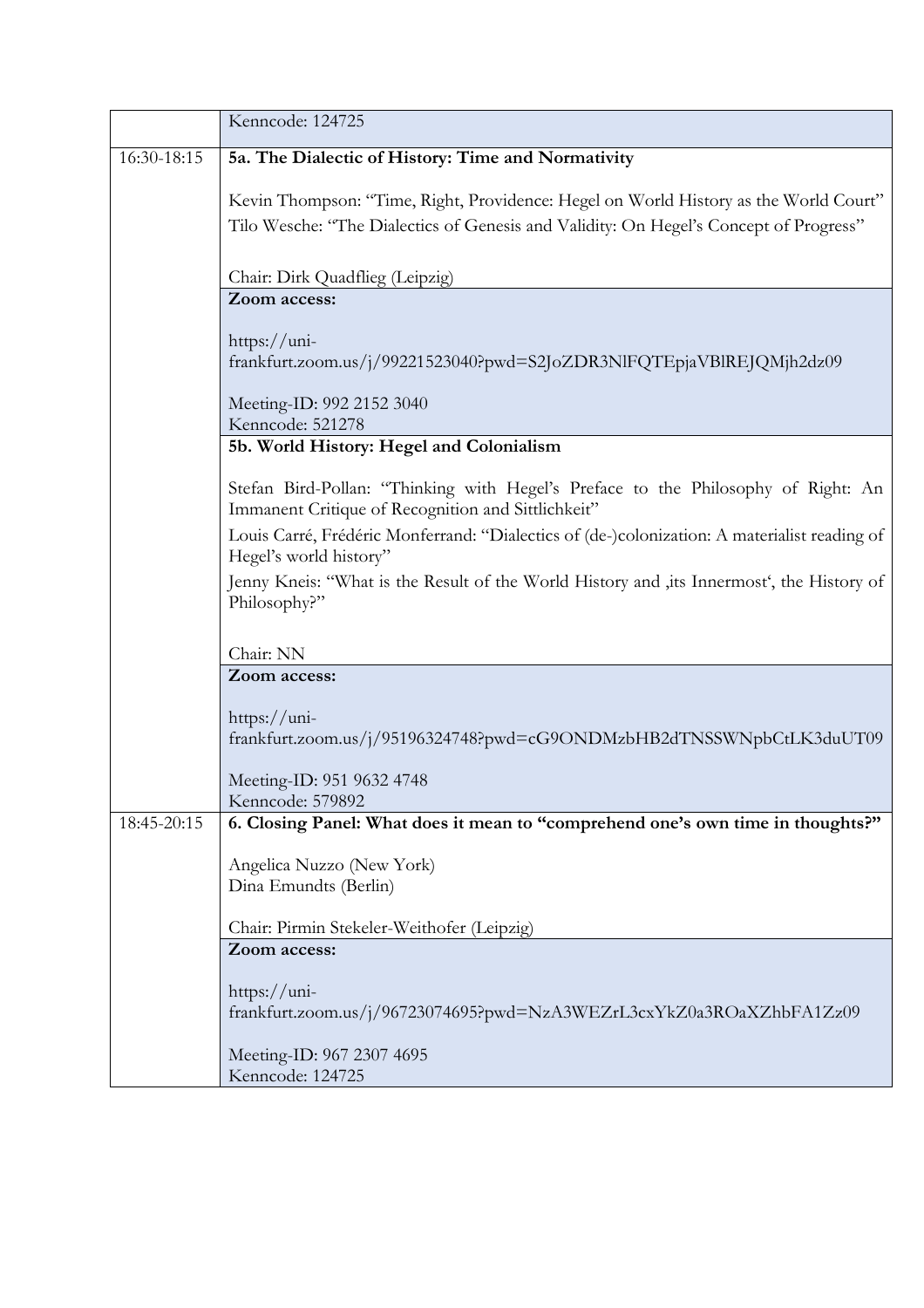| | |
|---|---|
| | Kenncode: 124725 |
| 16:30-18:15 | **5a. The Dialectic of History: Time and Normativity**<br><br>Kevin Thompson: "Time, Right, Providence: Hegel on World History as the World Court"<br>Tilo Wesche: "The Dialectics of Genesis and Validity: On Hegel's Concept of Progress"<br><br>Chair: Dirk Quadflieg (Leipzig) |
| | **Zoom access:**<br><br>https://uni-frankfurt.zoom.us/j/99221523040?pwd=S2JoZDR3NlFQTEpjaVBlREJQMjh2dz09<br><br>Meeting-ID: 992 2152 3040<br>Kenncode: 521278 |
| | **5b. World History: Hegel and Colonialism**<br><br>Stefan Bird-Pollan: "Thinking with Hegel's Preface to the Philosophy of Right: An Immanent Critique of Recognition and Sittlichkeit"<br>Louis Carré, Frédéric Monferrand: "Dialectics of (de-)colonization: A materialist reading of Hegel's world history"<br>Jenny Kneis: "What is the Result of the World History and ‚its Innermost', the History of Philosophy?"<br><br>Chair: NN |
| | **Zoom access:**<br><br>https://uni-frankfurt.zoom.us/j/95196324748?pwd=cG9ONDMzbHB2dTNSSWNpbCtLK3duUT09<br><br>Meeting-ID: 951 9632 4748<br>Kenncode: 579892 |
| 18:45-20:15 | **6. Closing Panel: What does it mean to "comprehend one's own time in thoughts?"**<br><br>Angelica Nuzzo (New York)<br>Dina Emundts (Berlin)<br><br>Chair: Pirmin Stekeler-Weithofer (Leipzig) |
| | **Zoom access:**<br><br>https://uni-frankfurt.zoom.us/j/96723074695?pwd=NzA3WEZrL3cxYkZ0a3ROaXZhbFA1Zz09<br><br>Meeting-ID: 967 2307 4695<br>Kenncode: 124725 |